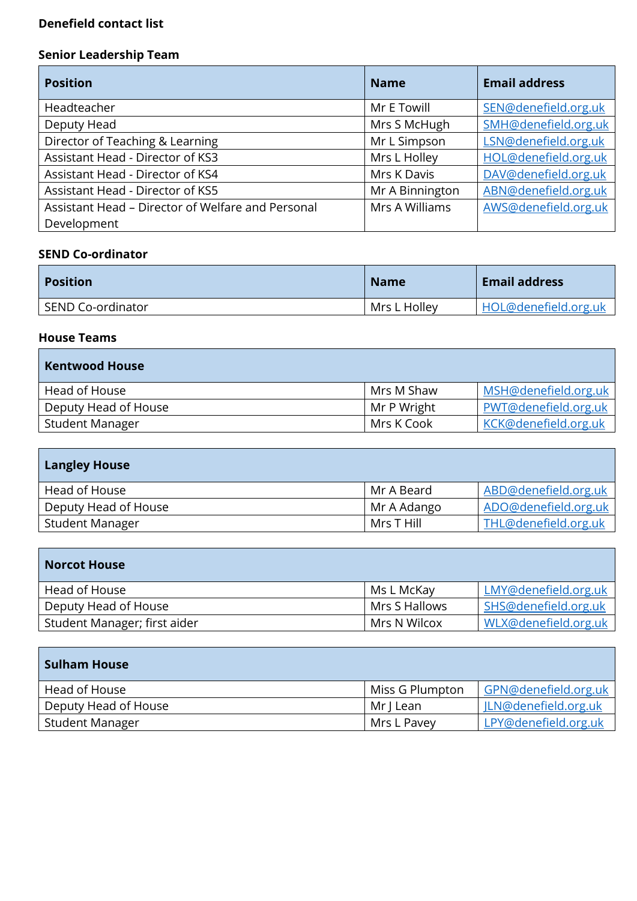**Denefield contact list**

### Senior Leadership Team

| Position | Name | Email address |
|---|---|---|
| Headteacher | Mr E Towill | SEN@denefield.org.uk |
| Deputy Head | Mrs S McHugh | SMH@denefield.org.uk |
| Director of Teaching & Learning | Mr L Simpson | LSN@denefield.org.uk |
| Assistant Head - Director of KS3 | Mrs L Holley | HOL@denefield.org.uk |
| Assistant Head - Director of KS4 | Mrs K Davis | DAV@denefield.org.uk |
| Assistant Head - Director of KS5 | Mr A Binnington | ABN@denefield.org.uk |
| Assistant Head – Director of Welfare and Personal Development | Mrs A Williams | AWS@denefield.org.uk |

### SEND Co-ordinator

| Position | Name | Email address |
|---|---|---|
| SEND Co-ordinator | Mrs L Holley | HOL@denefield.org.uk |

### House Teams

| Kentwood House | | |
|---|---|---|
| Head of House | Mrs M Shaw | MSH@denefield.org.uk |
| Deputy Head of House | Mr P Wright | PWT@denefield.org.uk |
| Student Manager | Mrs K Cook | KCK@denefield.org.uk |

| Langley House | | |
|---|---|---|
| Head of House | Mr A Beard | ABD@denefield.org.uk |
| Deputy Head of House | Mr A Adango | ADO@denefield.org.uk |
| Student Manager | Mrs T Hill | THL@denefield.org.uk |

| Norcot House | | |
|---|---|---|
| Head of House | Ms L McKay | LMY@denefield.org.uk |
| Deputy Head of House | Mrs S Hallows | SHS@denefield.org.uk |
| Student Manager; first aider | Mrs N Wilcox | WLX@denefield.org.uk |

| Sulham House | | |
|---|---|---|
| Head of House | Miss G Plumpton | GPN@denefield.org.uk |
| Deputy Head of House | Mr J Lean | JLN@denefield.org.uk |
| Student Manager | Mrs L Pavey | LPY@denefield.org.uk |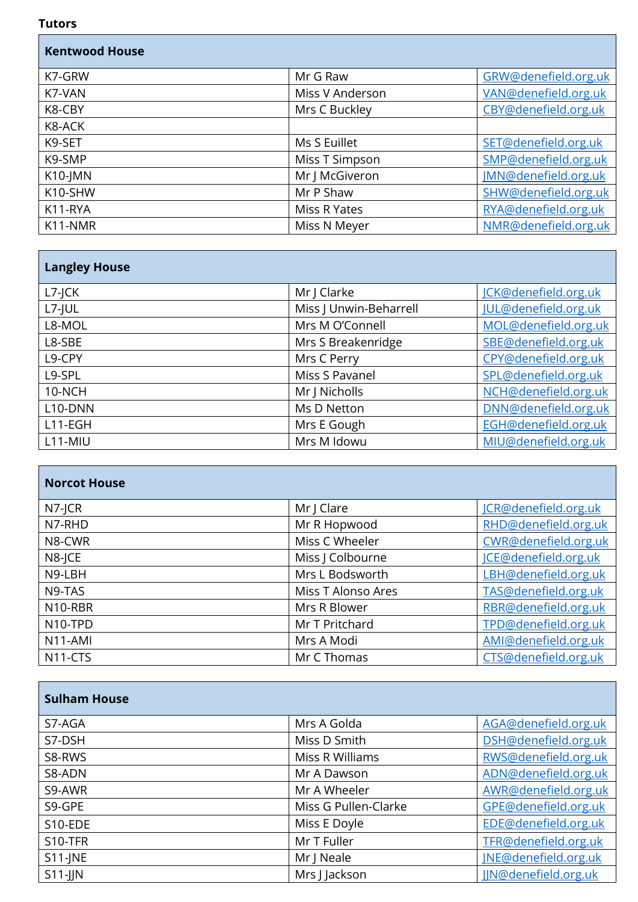**Tutors**

| Kentwood House | | |
|---|---|---|
| K7-GRW | Mr G Raw | GRW@denefield.org.uk |
| K7-VAN | Miss V Anderson | VAN@denefield.org.uk |
| K8-CBY | Mrs C Buckley | CBY@denefield.org.uk |
| K8-ACK | | |
| K9-SET | Ms S Euillet | SET@denefield.org.uk |
| K9-SMP | Miss T Simpson | SMP@denefield.org.uk |
| K10-JMN | Mr J McGiveron | JMN@denefield.org.uk |
| K10-SHW | Mr P Shaw | SHW@denefield.org.uk |
| K11-RYA | Miss R Yates | RYA@denefield.org.uk |
| K11-NMR | Miss N Meyer | NMR@denefield.org.uk |

| Langley House | | |
|---|---|---|
| L7-JCK | Mr J Clarke | JCK@denefield.org.uk |
| L7-JUL | Miss J Unwin-Beharrell | JUL@denefield.org.uk |
| L8-MOL | Mrs M O'Connell | MOL@denefield.org.uk |
| L8-SBE | Mrs S Breakenridge | SBE@denefield.org.uk |
| L9-CPY | Mrs C Perry | CPY@denefield.org.uk |
| L9-SPL | Miss S Pavanel | SPL@denefield.org.uk |
| 10-NCH | Mr J Nicholls | NCH@denefield.org.uk |
| L10-DNN | Ms D Netton | DNN@denefield.org.uk |
| L11-EGH | Mrs E Gough | EGH@denefield.org.uk |
| L11-MIU | Mrs M Idowu | MIU@denefield.org.uk |

| Norcot House | | |
|---|---|---|
| N7-JCR | Mr J Clare | JCR@denefield.org.uk |
| N7-RHD | Mr R Hopwood | RHD@denefield.org.uk |
| N8-CWR | Miss C Wheeler | CWR@denefield.org.uk |
| N8-JCE | Miss J Colbourne | JCE@denefield.org.uk |
| N9-LBH | Mrs L Bodsworth | LBH@denefield.org.uk |
| N9-TAS | Miss T Alonso Ares | TAS@denefield.org.uk |
| N10-RBR | Mrs R Blower | RBR@denefield.org.uk |
| N10-TPD | Mr T Pritchard | TPD@denefield.org.uk |
| N11-AMI | Mrs A Modi | AMI@denefield.org.uk |
| N11-CTS | Mr C Thomas | CTS@denefield.org.uk |

| Sulham House | | |
|---|---|---|
| S7-AGA | Mrs A Golda | AGA@denefield.org.uk |
| S7-DSH | Miss D Smith | DSH@denefield.org.uk |
| S8-RWS | Miss R Williams | RWS@denefield.org.uk |
| S8-ADN | Mr A Dawson | ADN@denefield.org.uk |
| S9-AWR | Mr A Wheeler | AWR@denefield.org.uk |
| S9-GPE | Miss G Pullen-Clarke | GPE@denefield.org.uk |
| S10-EDE | Miss E Doyle | EDE@denefield.org.uk |
| S10-TFR | Mr T Fuller | TFR@denefield.org.uk |
| S11-JNE | Mr J Neale | JNE@denefield.org.uk |
| S11-JJN | Mrs J Jackson | JJN@denefield.org.uk |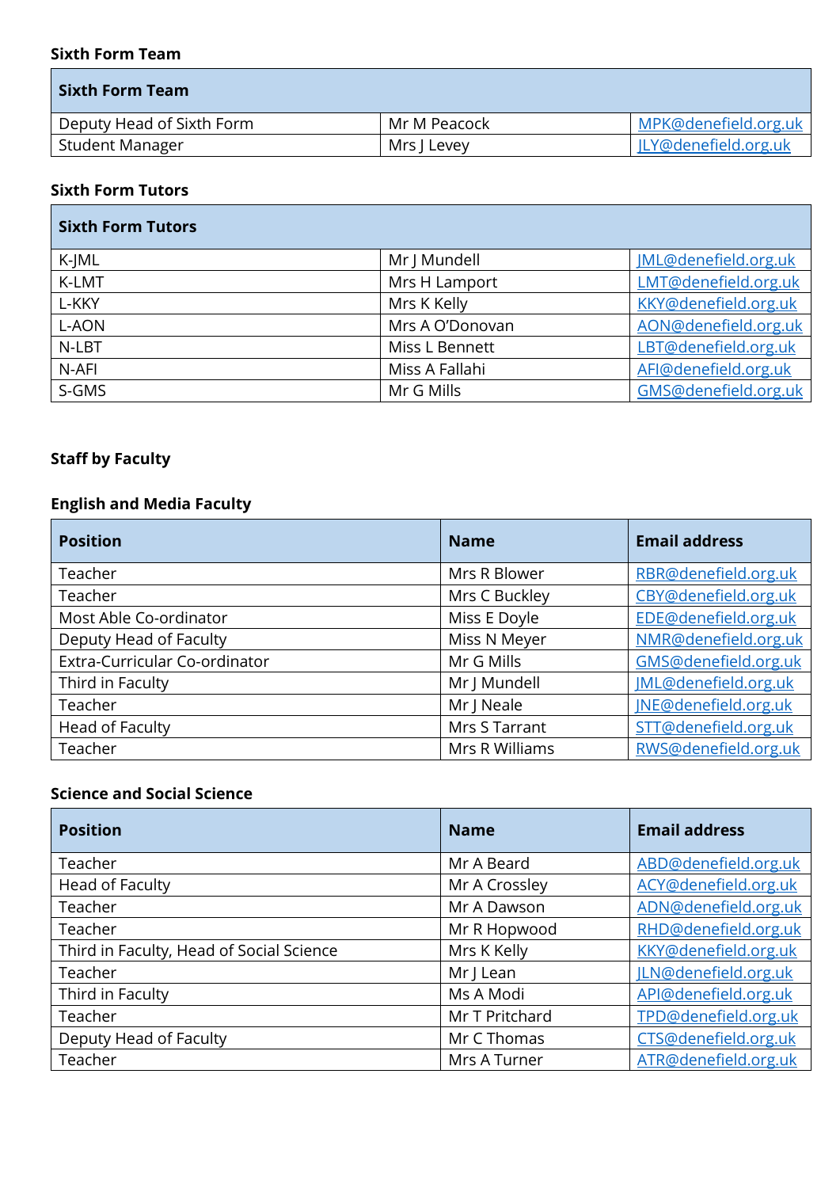**Sixth Form Team**

| Sixth Form Team | | |
|---|---|---|
| Deputy Head of Sixth Form | Mr M Peacock | MPK@denefield.org.uk |
| Student Manager | Mrs J Levey | JLY@denefield.org.uk |

**Sixth Form Tutors**

| Sixth Form Tutors | | |
|---|---|---|
| K-JML | Mr J Mundell | JML@denefield.org.uk |
| K-LMT | Mrs H Lamport | LMT@denefield.org.uk |
| L-KKY | Mrs K Kelly | KKY@denefield.org.uk |
| L-AON | Mrs A O'Donovan | AON@denefield.org.uk |
| N-LBT | Miss L Bennett | LBT@denefield.org.uk |
| N-AFI | Miss A Fallahi | AFI@denefield.org.uk |
| S-GMS | Mr G Mills | GMS@denefield.org.uk |

**Staff by Faculty**

**English and Media Faculty**

| Position | Name | Email address |
|---|---|---|
| Teacher | Mrs R Blower | RBR@denefield.org.uk |
| Teacher | Mrs C Buckley | CBY@denefield.org.uk |
| Most Able Co-ordinator | Miss E Doyle | EDE@denefield.org.uk |
| Deputy Head of Faculty | Miss N Meyer | NMR@denefield.org.uk |
| Extra-Curricular Co-ordinator | Mr G Mills | GMS@denefield.org.uk |
| Third in Faculty | Mr J Mundell | JML@denefield.org.uk |
| Teacher | Mr J Neale | JNE@denefield.org.uk |
| Head of Faculty | Mrs S Tarrant | STT@denefield.org.uk |
| Teacher | Mrs R Williams | RWS@denefield.org.uk |

**Science and Social Science**

| Position | Name | Email address |
|---|---|---|
| Teacher | Mr A Beard | ABD@denefield.org.uk |
| Head of Faculty | Mr A Crossley | ACY@denefield.org.uk |
| Teacher | Mr A Dawson | ADN@denefield.org.uk |
| Teacher | Mr R Hopwood | RHD@denefield.org.uk |
| Third in Faculty, Head of Social Science | Mrs K Kelly | KKY@denefield.org.uk |
| Teacher | Mr J Lean | JLN@denefield.org.uk |
| Third in Faculty | Ms A Modi | API@denefield.org.uk |
| Teacher | Mr T Pritchard | TPD@denefield.org.uk |
| Deputy Head of Faculty | Mr C Thomas | CTS@denefield.org.uk |
| Teacher | Mrs A Turner | ATR@denefield.org.uk |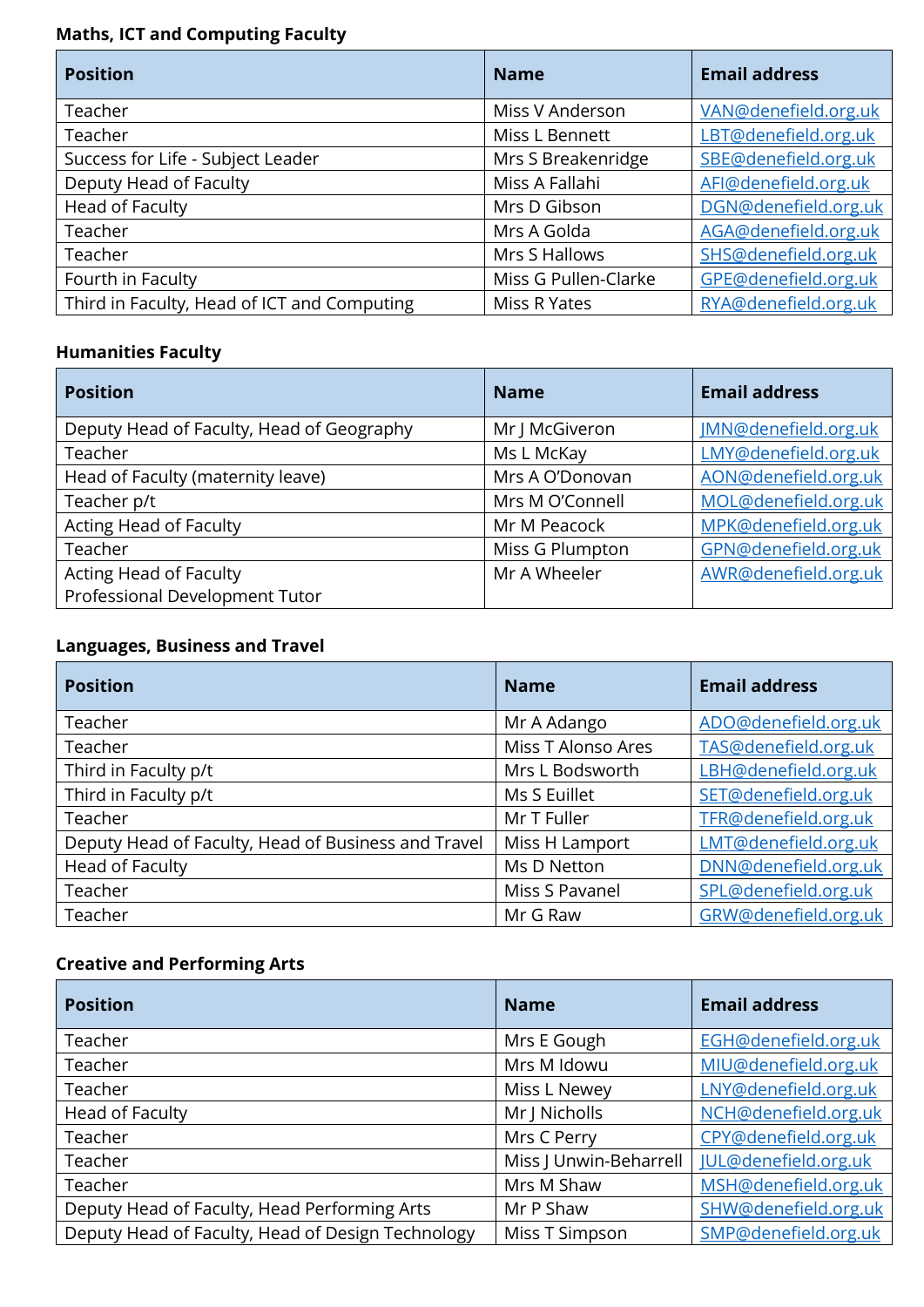**Maths, ICT and Computing Faculty**

| Position | Name | Email address |
|---|---|---|
| Teacher | Miss V Anderson | VAN@denefield.org.uk |
| Teacher | Miss L Bennett | LBT@denefield.org.uk |
| Success for Life - Subject Leader | Mrs S Breakenridge | SBE@denefield.org.uk |
| Deputy Head of Faculty | Miss A Fallahi | AFI@denefield.org.uk |
| Head of Faculty | Mrs D Gibson | DGN@denefield.org.uk |
| Teacher | Mrs A Golda | AGA@denefield.org.uk |
| Teacher | Mrs S Hallows | SHS@denefield.org.uk |
| Fourth in Faculty | Miss G Pullen-Clarke | GPE@denefield.org.uk |
| Third in Faculty, Head of ICT and Computing | Miss R Yates | RYA@denefield.org.uk |

**Humanities Faculty**

| Position | Name | Email address |
|---|---|---|
| Deputy Head of Faculty, Head of Geography | Mr J McGiveron | JMN@denefield.org.uk |
| Teacher | Ms L McKay | LMY@denefield.org.uk |
| Head of Faculty (maternity leave) | Mrs A O'Donovan | AON@denefield.org.uk |
| Teacher p/t | Mrs M O'Connell | MOL@denefield.org.uk |
| Acting Head of Faculty | Mr M Peacock | MPK@denefield.org.uk |
| Teacher | Miss G Plumpton | GPN@denefield.org.uk |
| Acting Head of Faculty<br>Professional Development Tutor | Mr A Wheeler | AWR@denefield.org.uk |

**Languages, Business and Travel**

| Position | Name | Email address |
|---|---|---|
| Teacher | Mr A Adango | ADO@denefield.org.uk |
| Teacher | Miss T Alonso Ares | TAS@denefield.org.uk |
| Third in Faculty p/t | Mrs L Bodsworth | LBH@denefield.org.uk |
| Third in Faculty p/t | Ms S Euillet | SET@denefield.org.uk |
| Teacher | Mr T Fuller | TFR@denefield.org.uk |
| Deputy Head of Faculty, Head of Business and Travel | Miss H Lamport | LMT@denefield.org.uk |
| Head of Faculty | Ms D Netton | DNN@denefield.org.uk |
| Teacher | Miss S Pavanel | SPL@denefield.org.uk |
| Teacher | Mr G Raw | GRW@denefield.org.uk |

**Creative and Performing Arts**

| Position | Name | Email address |
|---|---|---|
| Teacher | Mrs E Gough | EGH@denefield.org.uk |
| Teacher | Mrs M Idowu | MIU@denefield.org.uk |
| Teacher | Miss L Newey | LNY@denefield.org.uk |
| Head of Faculty | Mr J Nicholls | NCH@denefield.org.uk |
| Teacher | Mrs C Perry | CPY@denefield.org.uk |
| Teacher | Miss J Unwin-Beharrell | JUL@denefield.org.uk |
| Teacher | Mrs M Shaw | MSH@denefield.org.uk |
| Deputy Head of Faculty, Head Performing Arts | Mr P Shaw | SHW@denefield.org.uk |
| Deputy Head of Faculty, Head of Design Technology | Miss T Simpson | SMP@denefield.org.uk |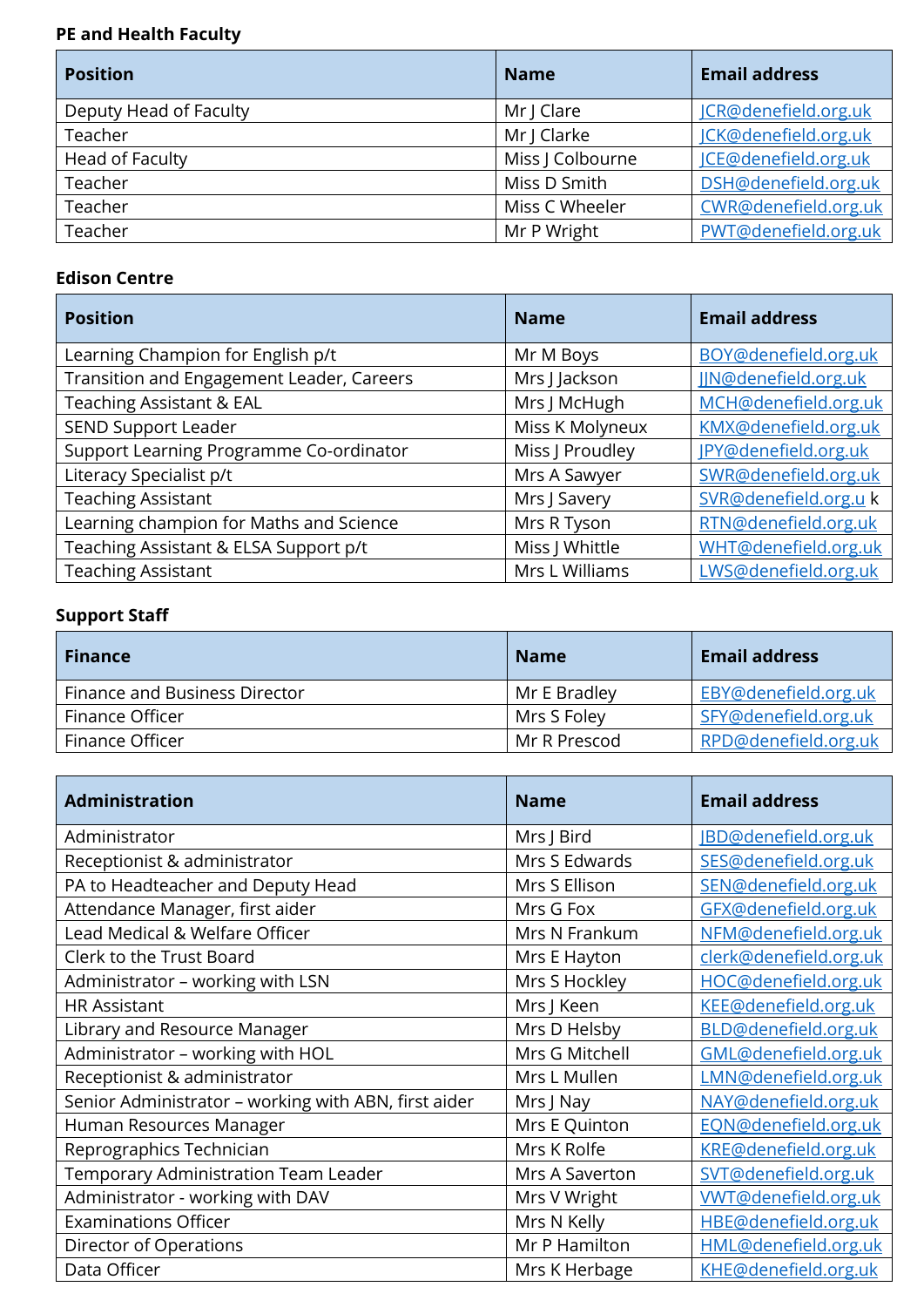**PE and Health Faculty**

| Position | Name | Email address |
|---|---|---|
| Deputy Head of Faculty | Mr J Clare | JCR@denefield.org.uk |
| Teacher | Mr J Clarke | JCK@denefield.org.uk |
| Head of Faculty | Miss J Colbourne | JCE@denefield.org.uk |
| Teacher | Miss D Smith | DSH@denefield.org.uk |
| Teacher | Miss C Wheeler | CWR@denefield.org.uk |
| Teacher | Mr P Wright | PWT@denefield.org.uk |

**Edison Centre**

| Position | Name | Email address |
|---|---|---|
| Learning Champion for English p/t | Mr M Boys | BOY@denefield.org.uk |
| Transition and Engagement Leader, Careers | Mrs J Jackson | JJN@denefield.org.uk |
| Teaching Assistant & EAL | Mrs J McHugh | MCH@denefield.org.uk |
| SEND Support Leader | Miss K Molyneux | KMX@denefield.org.uk |
| Support Learning Programme Co-ordinator | Miss J Proudley | JPY@denefield.org.uk |
| Literacy Specialist p/t | Mrs A Sawyer | SWR@denefield.org.uk |
| Teaching Assistant | Mrs J Savery | SVR@denefield.org.u k |
| Learning champion for Maths and Science | Mrs R Tyson | RTN@denefield.org.uk |
| Teaching Assistant & ELSA Support p/t | Miss J Whittle | WHT@denefield.org.uk |
| Teaching Assistant | Mrs L Williams | LWS@denefield.org.uk |

**Support Staff**

| Finance | Name | Email address |
|---|---|---|
| Finance and Business Director | Mr E Bradley | EBY@denefield.org.uk |
| Finance Officer | Mrs S Foley | SFY@denefield.org.uk |
| Finance Officer | Mr R Prescod | RPD@denefield.org.uk |

| Administration | Name | Email address |
|---|---|---|
| Administrator | Mrs J Bird | JBD@denefield.org.uk |
| Receptionist & administrator | Mrs S Edwards | SES@denefield.org.uk |
| PA to Headteacher and Deputy Head | Mrs S Ellison | SEN@denefield.org.uk |
| Attendance Manager, first aider | Mrs G Fox | GFX@denefield.org.uk |
| Lead Medical & Welfare Officer | Mrs N Frankum | NFM@denefield.org.uk |
| Clerk to the Trust Board | Mrs E Hayton | clerk@denefield.org.uk |
| Administrator – working with LSN | Mrs S Hockley | HOC@denefield.org.uk |
| HR Assistant | Mrs J Keen | KEE@denefield.org.uk |
| Library and Resource Manager | Mrs D Helsby | BLD@denefield.org.uk |
| Administrator – working with HOL | Mrs G Mitchell | GML@denefield.org.uk |
| Receptionist & administrator | Mrs L Mullen | LMN@denefield.org.uk |
| Senior Administrator – working with ABN, first aider | Mrs J Nay | NAY@denefield.org.uk |
| Human Resources Manager | Mrs E Quinton | EQN@denefield.org.uk |
| Reprographics Technician | Mrs K Rolfe | KRE@denefield.org.uk |
| Temporary Administration Team Leader | Mrs A Saverton | SVT@denefield.org.uk |
| Administrator - working with DAV | Mrs V Wright | VWT@denefield.org.uk |
| Examinations Officer | Mrs N Kelly | HBE@denefield.org.uk |
| Director of Operations | Mr P Hamilton | HML@denefield.org.uk |
| Data Officer | Mrs K Herbage | KHE@denefield.org.uk |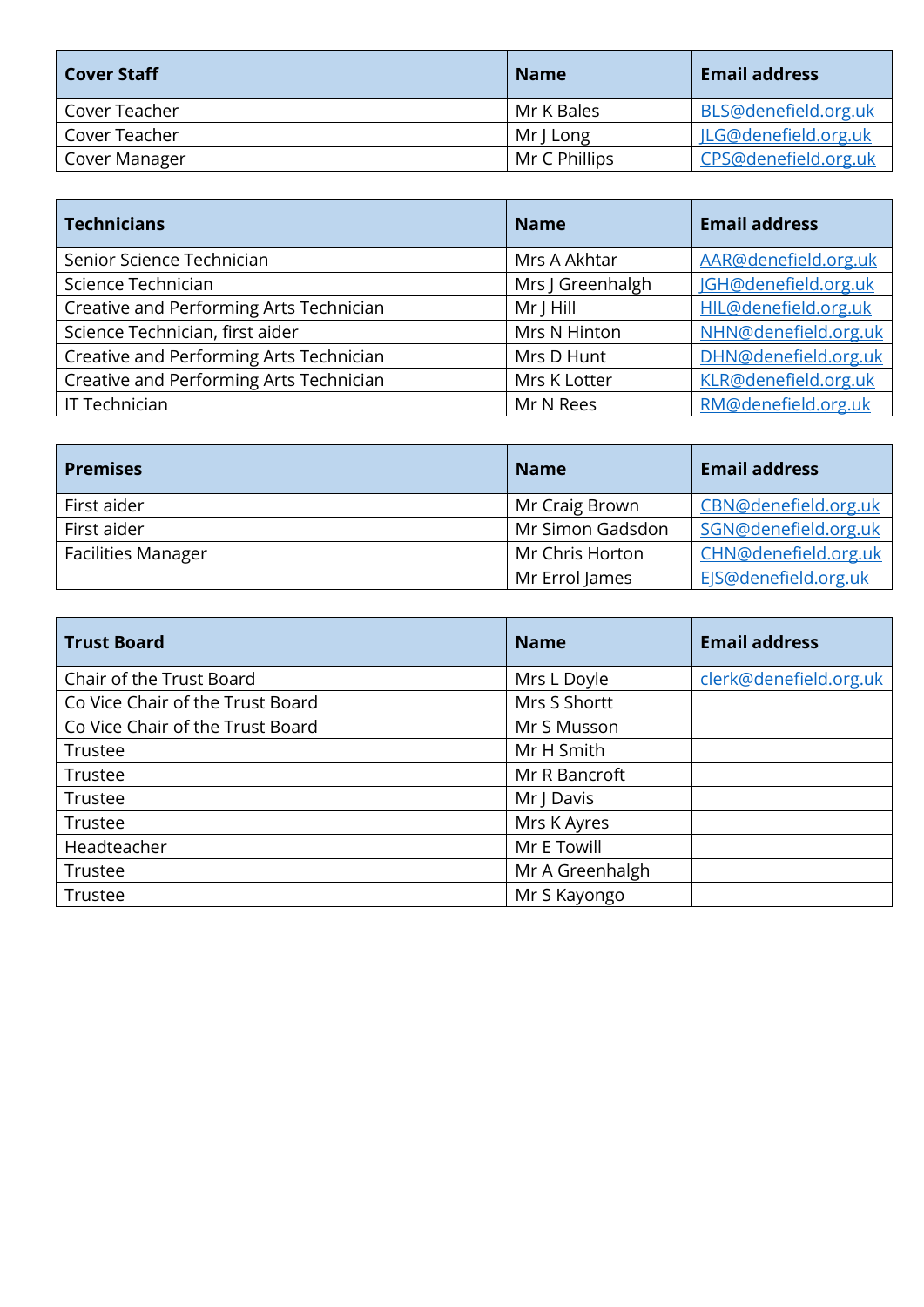| Cover Staff | Name | Email address |
| --- | --- | --- |
| Cover Teacher | Mr K Bales | BLS@denefield.org.uk |
| Cover Teacher | Mr J Long | JLG@denefield.org.uk |
| Cover Manager | Mr C Phillips | CPS@denefield.org.uk |

| Technicians | Name | Email address |
| --- | --- | --- |
| Senior Science Technician | Mrs A Akhtar | AAR@denefield.org.uk |
| Science Technician | Mrs J Greenhalgh | JGH@denefield.org.uk |
| Creative and Performing Arts Technician | Mr J Hill | HIL@denefield.org.uk |
| Science Technician, first aider | Mrs N Hinton | NHN@denefield.org.uk |
| Creative and Performing Arts Technician | Mrs D Hunt | DHN@denefield.org.uk |
| Creative and Performing Arts Technician | Mrs K Lotter | KLR@denefield.org.uk |
| IT Technician | Mr N Rees | RM@denefield.org.uk |

| Premises | Name | Email address |
| --- | --- | --- |
| First aider | Mr Craig Brown | CBN@denefield.org.uk |
| First aider | Mr Simon Gadsdon | SGN@denefield.org.uk |
| Facilities Manager | Mr Chris Horton | CHN@denefield.org.uk |
| | Mr Errol James | EJS@denefield.org.uk |

| Trust Board | Name | Email address |
| --- | --- | --- |
| Chair of the Trust Board | Mrs L Doyle | clerk@denefield.org.uk |
| Co Vice Chair of the Trust Board | Mrs S Shortt | |
| Co Vice Chair of the Trust Board | Mr S Musson | |
| Trustee | Mr H Smith | |
| Trustee | Mr R Bancroft | |
| Trustee | Mr J Davis | |
| Trustee | Mrs K Ayres | |
| Headteacher | Mr E Towill | |
| Trustee | Mr A Greenhalgh | |
| Trustee | Mr S Kayongo | |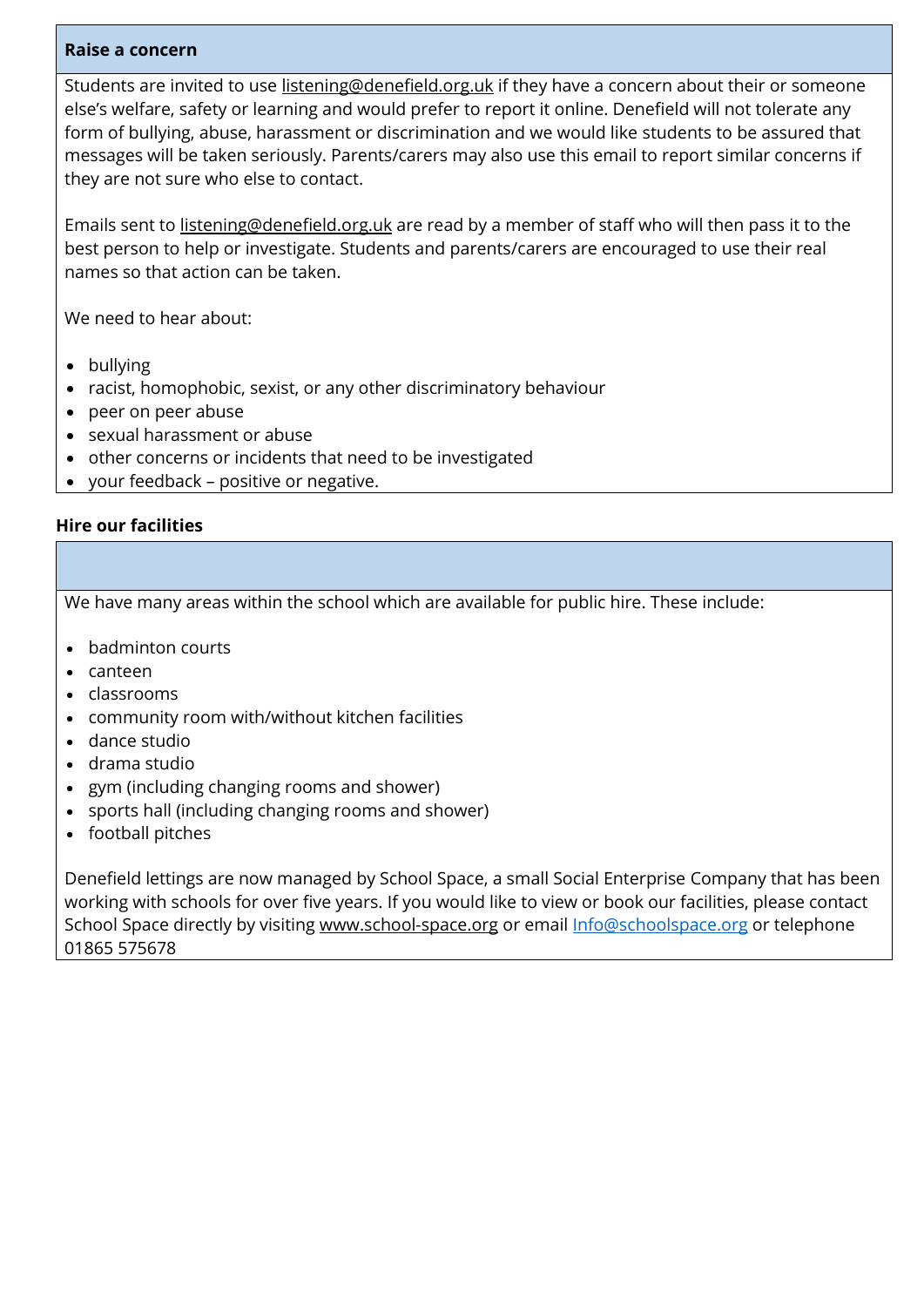## Raise a concern

Students are invited to use listening@denefield.org.uk if they have a concern about their or someone else's welfare, safety or learning and would prefer to report it online. Denefield will not tolerate any form of bullying, abuse, harassment or discrimination and we would like students to be assured that messages will be taken seriously. Parents/carers may also use this email to report similar concerns if they are not sure who else to contact.

Emails sent to listening@denefield.org.uk are read by a member of staff who will then pass it to the best person to help or investigate. Students and parents/carers are encouraged to use their real names so that action can be taken.

We need to hear about:

- bullying
- racist, homophobic, sexist, or any other discriminatory behaviour
- peer on peer abuse
- sexual harassment or abuse
- other concerns or incidents that need to be investigated
- your feedback – positive or negative.

## Hire our facilities

We have many areas within the school which are available for public hire. These include:

- badminton courts
- canteen
- classrooms
- community room with/without kitchen facilities
- dance studio
- drama studio
- gym (including changing rooms and shower)
- sports hall (including changing rooms and shower)
- football pitches

Denefield lettings are now managed by School Space, a small Social Enterprise Company that has been working with schools for over five years. If you would like to view or book our facilities, please contact School Space directly by visiting www.school-space.org or email Info@schoolspace.org or telephone 01865 575678